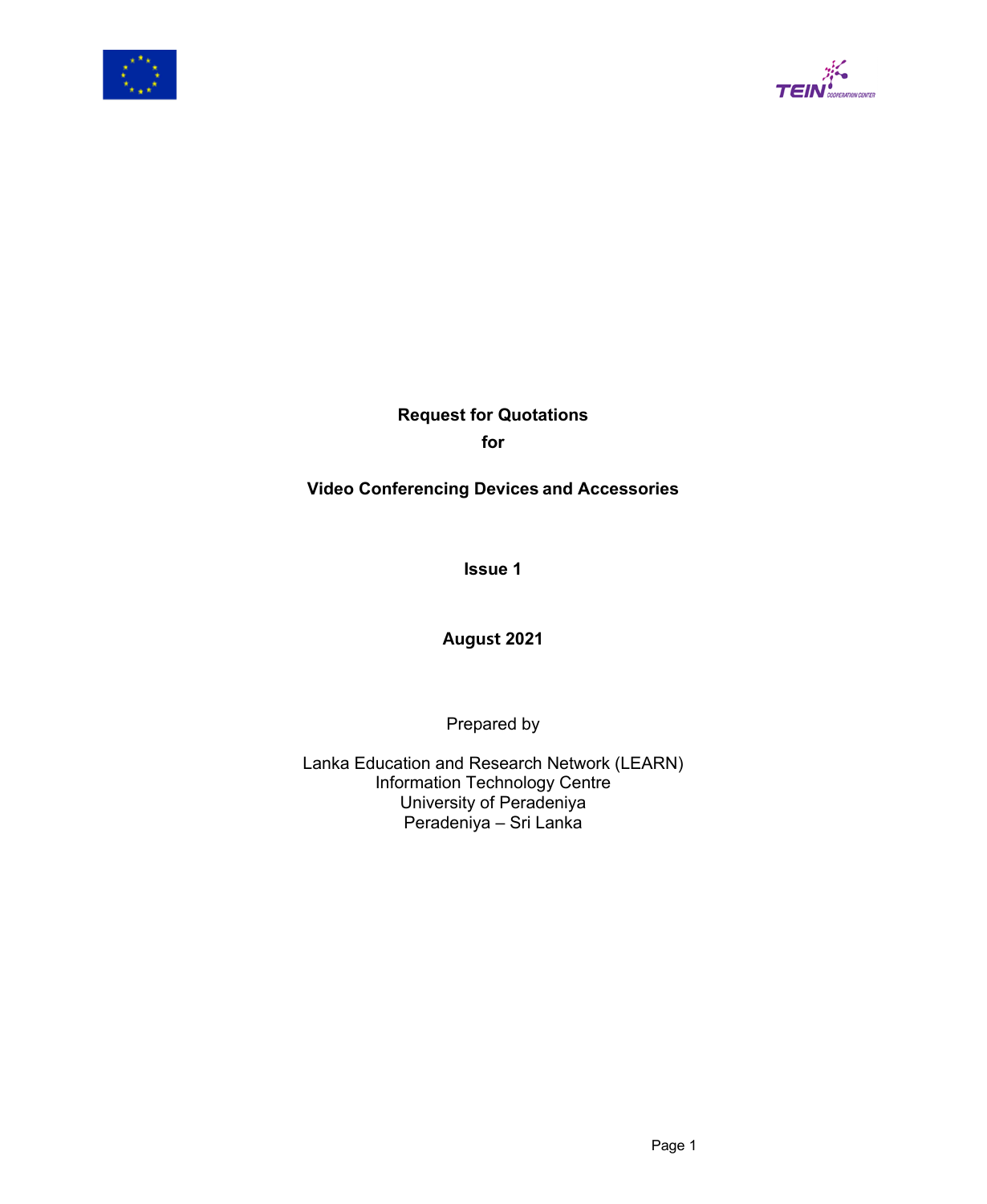**Request for Quotations**

**for**

**Video Conferencing Devices and Accessories**

**Issue 1**

**August 2021**

Prepared by

Lanka Education and Research Network (LEARN)
Information Technology Centre
University of Peradeniya
Peradeniya – Sri Lanka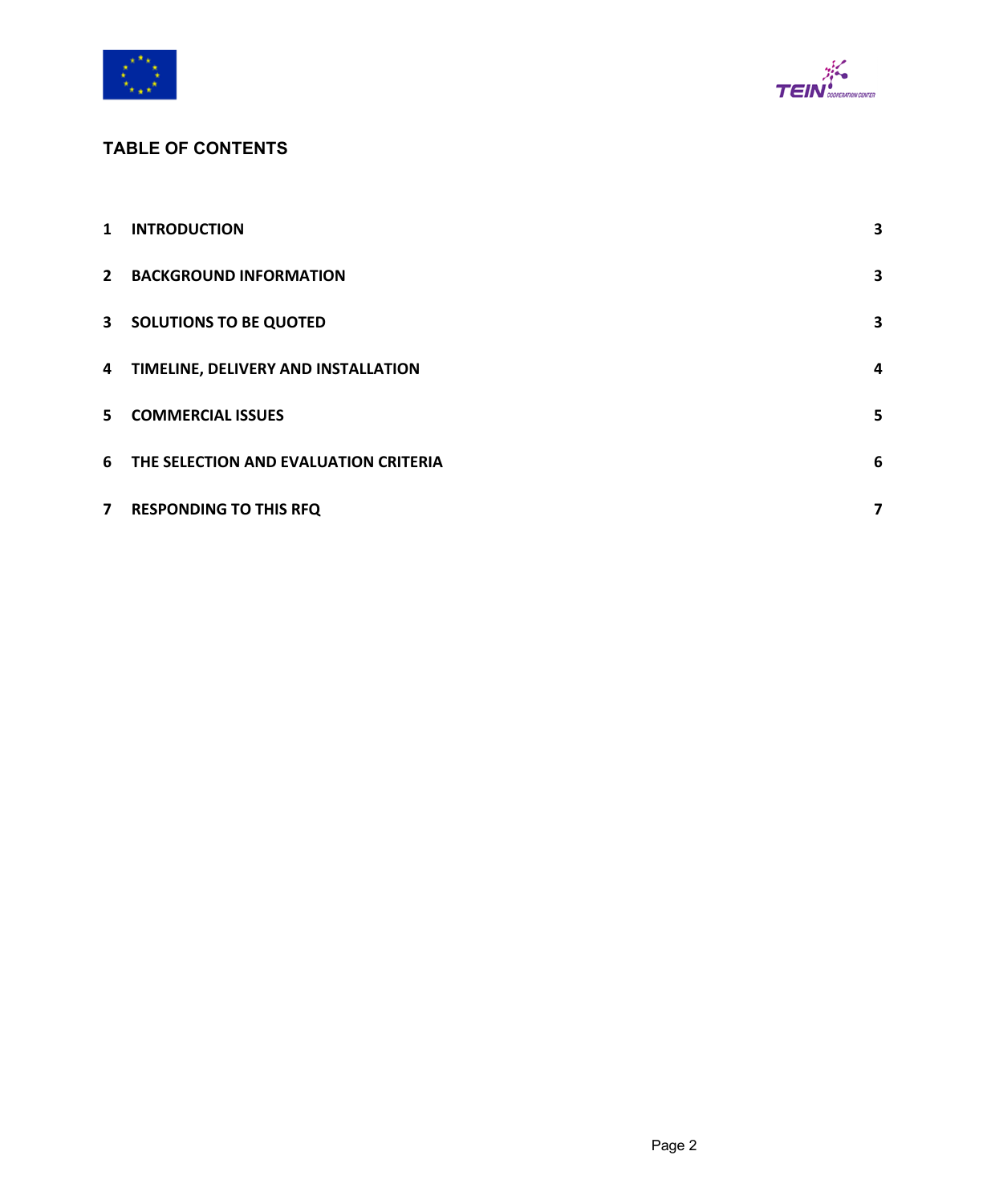## TABLE OF CONTENTS

| | | |
|---|---|---|
| 1 | INTRODUCTION | 3 |
| 2 | BACKGROUND INFORMATION | 3 |
| 3 | SOLUTIONS TO BE QUOTED | 3 |
| 4 | TIMELINE, DELIVERY AND INSTALLATION | 4 |
| 5 | COMMERCIAL ISSUES | 5 |
| 6 | THE SELECTION AND EVALUATION CRITERIA | 6 |
| 7 | RESPONDING TO THIS RFQ | 7 |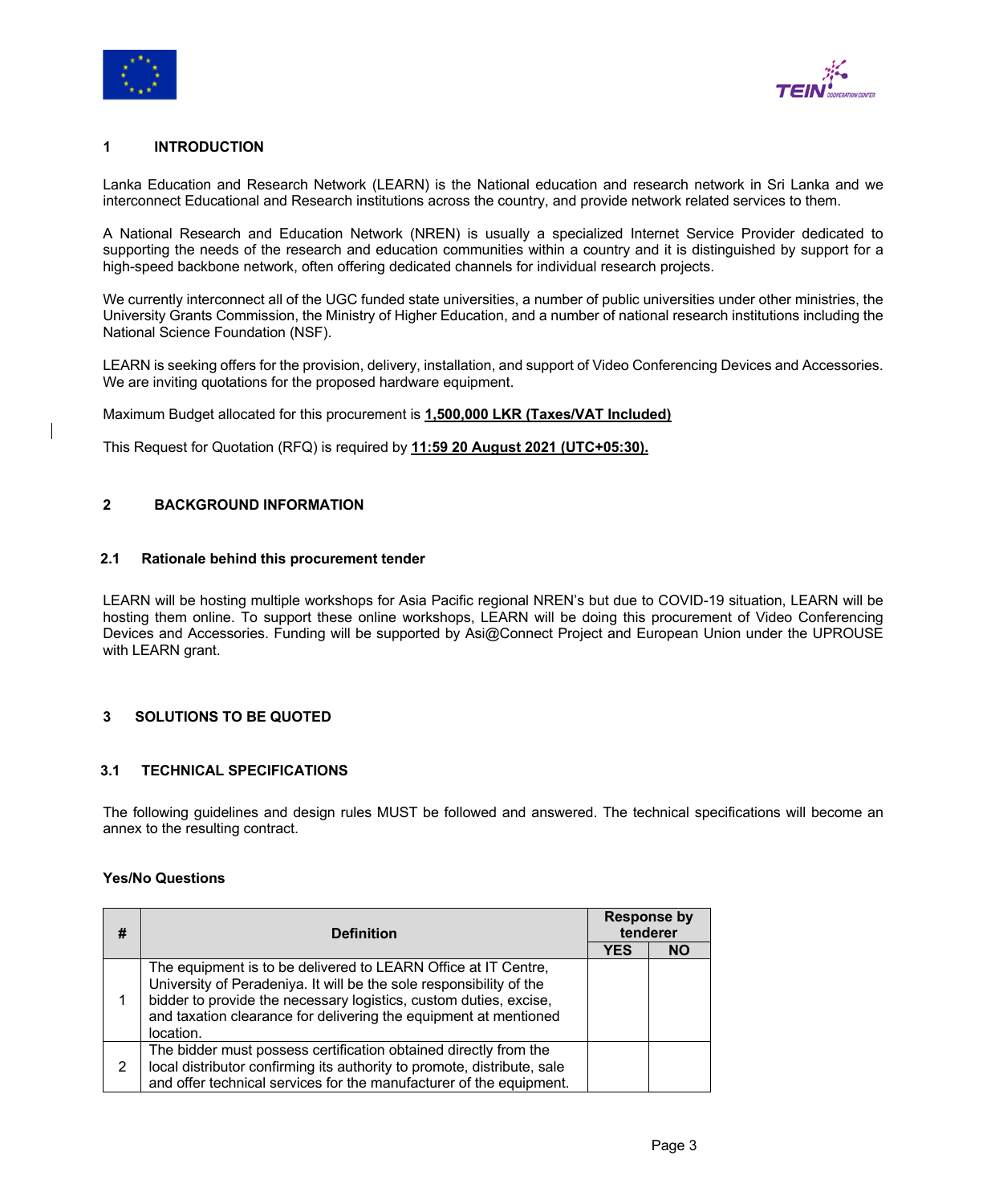## 1 INTRODUCTION

Lanka Education and Research Network (LEARN) is the National education and research network in Sri Lanka and we interconnect Educational and Research institutions across the country, and provide network related services to them.

A National Research and Education Network (NREN) is usually a specialized Internet Service Provider dedicated to supporting the needs of the research and education communities within a country and it is distinguished by support for a high-speed backbone network, often offering dedicated channels for individual research projects.

We currently interconnect all of the UGC funded state universities, a number of public universities under other ministries, the University Grants Commission, the Ministry of Higher Education, and a number of national research institutions including the National Science Foundation (NSF).

LEARN is seeking offers for the provision, delivery, installation, and support of Video Conferencing Devices and Accessories. We are inviting quotations for the proposed hardware equipment.

Maximum Budget allocated for this procurement is **1,500,000 LKR (Taxes/VAT Included)**

This Request for Quotation (RFQ) is required by **11:59 20 August 2021 (UTC+05:30).**

## 2 BACKGROUND INFORMATION

### 2.1 Rationale behind this procurement tender

LEARN will be hosting multiple workshops for Asia Pacific regional NREN's but due to COVID-19 situation, LEARN will be hosting them online. To support these online workshops, LEARN will be doing this procurement of Video Conferencing Devices and Accessories. Funding will be supported by Asi@Connect Project and European Union under the UPROUSE with LEARN grant.

## 3 SOLUTIONS TO BE QUOTED

### 3.1 TECHNICAL SPECIFICATIONS

The following guidelines and design rules MUST be followed and answered. The technical specifications will become an annex to the resulting contract.

**Yes/No Questions**

| # | Definition | Response by tenderer | |
|---|---|---|---|
| | | YES | NO |
| 1 | The equipment is to be delivered to LEARN Office at IT Centre, University of Peradeniya. It will be the sole responsibility of the bidder to provide the necessary logistics, custom duties, excise, and taxation clearance for delivering the equipment at mentioned location. | | |
| 2 | The bidder must possess certification obtained directly from the local distributor confirming its authority to promote, distribute, sale and offer technical services for the manufacturer of the equipment. | | |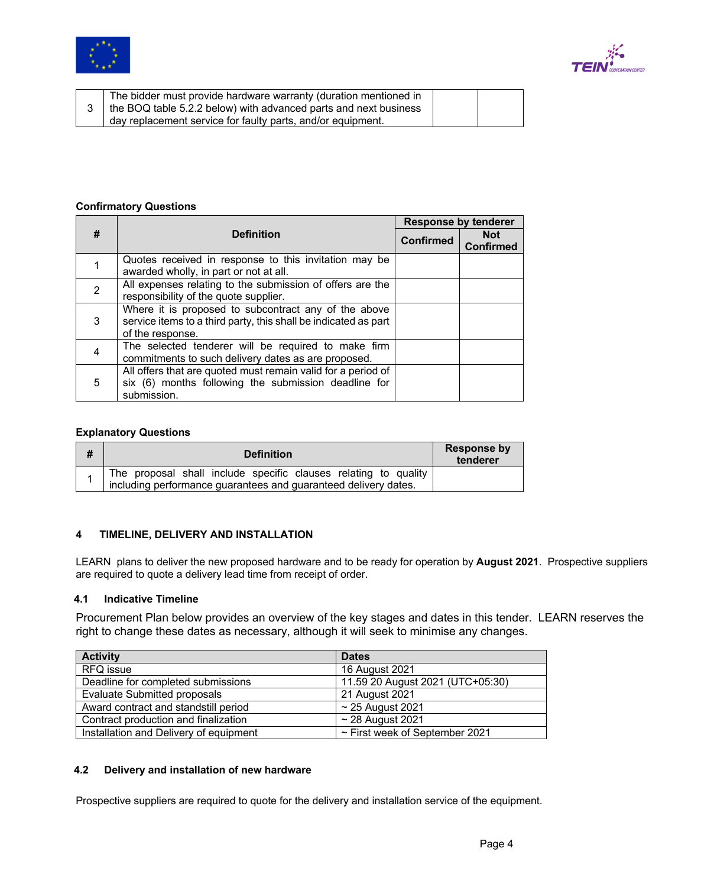| | | | |
|---|---|---|---|
| 3 | The bidder must provide hardware warranty (duration mentioned in the BOQ table 5.2.2 below) with advanced parts and next business day replacement service for faulty parts, and/or equipment. | | |

**Confirmatory Questions**

| # | Definition | Response by tenderer | |
|---|---|---|---|
| | | Confirmed | Not Confirmed |
| 1 | Quotes received in response to this invitation may be awarded wholly, in part or not at all. | | |
| 2 | All expenses relating to the submission of offers are the responsibility of the quote supplier. | | |
| 3 | Where it is proposed to subcontract any of the above service items to a third party, this shall be indicated as part of the response. | | |
| 4 | The selected tenderer will be required to make firm commitments to such delivery dates as are proposed. | | |
| 5 | All offers that are quoted must remain valid for a period of six (6) months following the submission deadline for submission. | | |

**Explanatory Questions**

| # | Definition | Response by tenderer |
|---|---|---|
| 1 | The proposal shall include specific clauses relating to quality including performance guarantees and guaranteed delivery dates. | |

## 4 TIMELINE, DELIVERY AND INSTALLATION

LEARN plans to deliver the new proposed hardware and to be ready for operation by **August 2021**. Prospective suppliers are required to quote a delivery lead time from receipt of order.

### 4.1 Indicative Timeline

Procurement Plan below provides an overview of the key stages and dates in this tender. LEARN reserves the right to change these dates as necessary, although it will seek to minimise any changes.

| Activity | Dates |
|---|---|
| RFQ issue | 16 August 2021 |
| Deadline for completed submissions | 11.59 20 August 2021 (UTC+05:30) |
| Evaluate Submitted proposals | 21 August 2021 |
| Award contract and standstill period | ~ 25 August 2021 |
| Contract production and finalization | ~ 28 August 2021 |
| Installation and Delivery of equipment | ~ First week of September 2021 |

### 4.2 Delivery and installation of new hardware

Prospective suppliers are required to quote for the delivery and installation service of the equipment.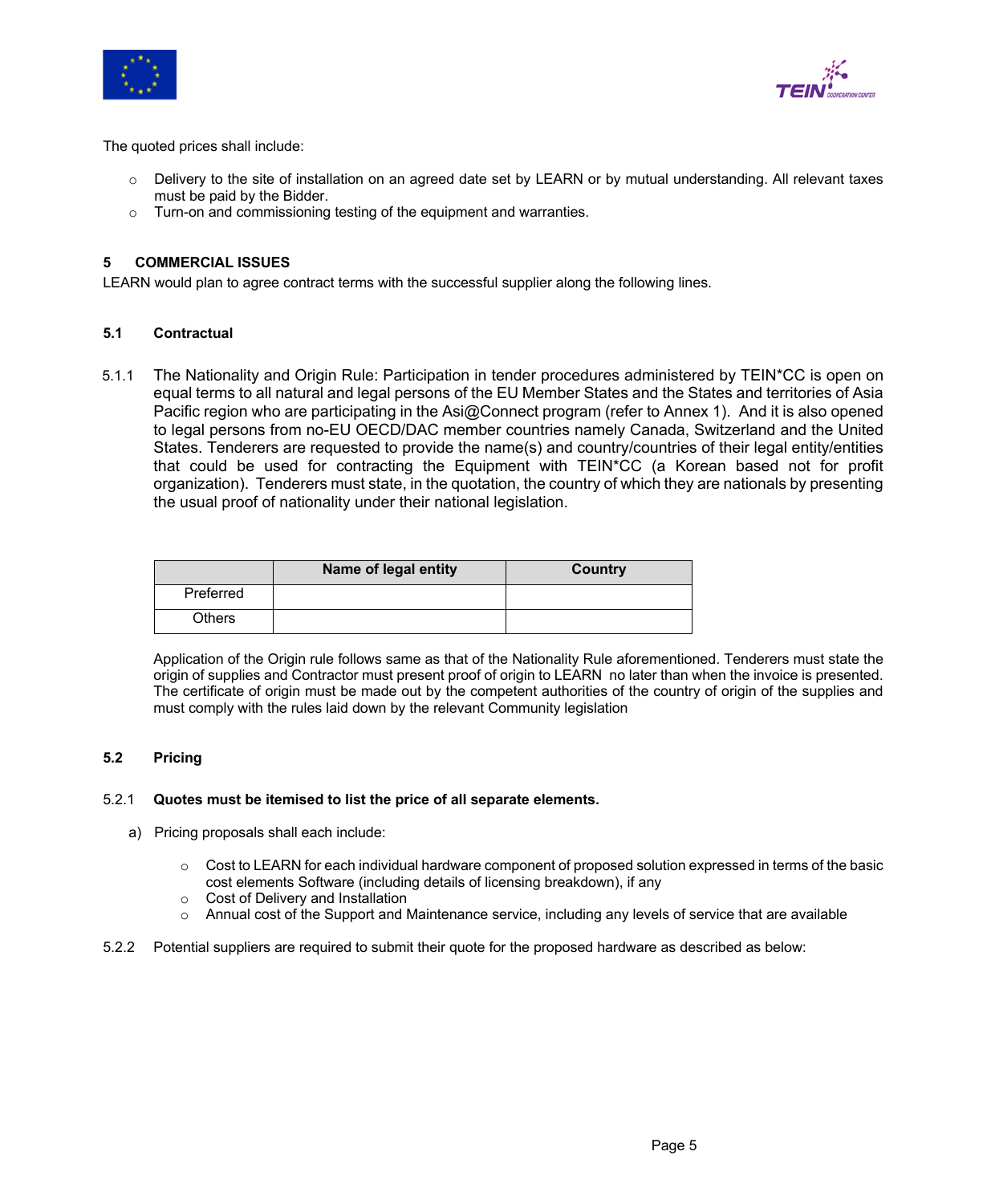The quoted prices shall include:

- Delivery to the site of installation on an agreed date set by LEARN or by mutual understanding. All relevant taxes must be paid by the Bidder.
- Turn-on and commissioning testing of the equipment and warranties.

## 5 COMMERCIAL ISSUES

LEARN would plan to agree contract terms with the successful supplier along the following lines.

### 5.1 Contractual

5.1.1 The Nationality and Origin Rule: Participation in tender procedures administered by TEIN*CC is open on equal terms to all natural and legal persons of the EU Member States and the States and territories of Asia Pacific region who are participating in the Asi@Connect program (refer to Annex 1). And it is also opened to legal persons from no-EU OECD/DAC member countries namely Canada, Switzerland and the United States. Tenderers are requested to provide the name(s) and country/countries of their legal entity/entities that could be used for contracting the Equipment with TEIN*CC (a Korean based not for profit organization). Tenderers must state, in the quotation, the country of which they are nationals by presenting the usual proof of nationality under their national legislation.

| | Name of legal entity | Country |
|---|---|---|
| Preferred | | |
| Others | | |

Application of the Origin rule follows same as that of the Nationality Rule aforementioned. Tenderers must state the origin of supplies and Contractor must present proof of origin to LEARN no later than when the invoice is presented. The certificate of origin must be made out by the competent authorities of the country of origin of the supplies and must comply with the rules laid down by the relevant Community legislation

### 5.2 Pricing

5.2.1 **Quotes must be itemised to list the price of all separate elements.**

a) Pricing proposals shall each include:

- Cost to LEARN for each individual hardware component of proposed solution expressed in terms of the basic cost elements Software (including details of licensing breakdown), if any
- Cost of Delivery and Installation
- Annual cost of the Support and Maintenance service, including any levels of service that are available

5.2.2 Potential suppliers are required to submit their quote for the proposed hardware as described as below: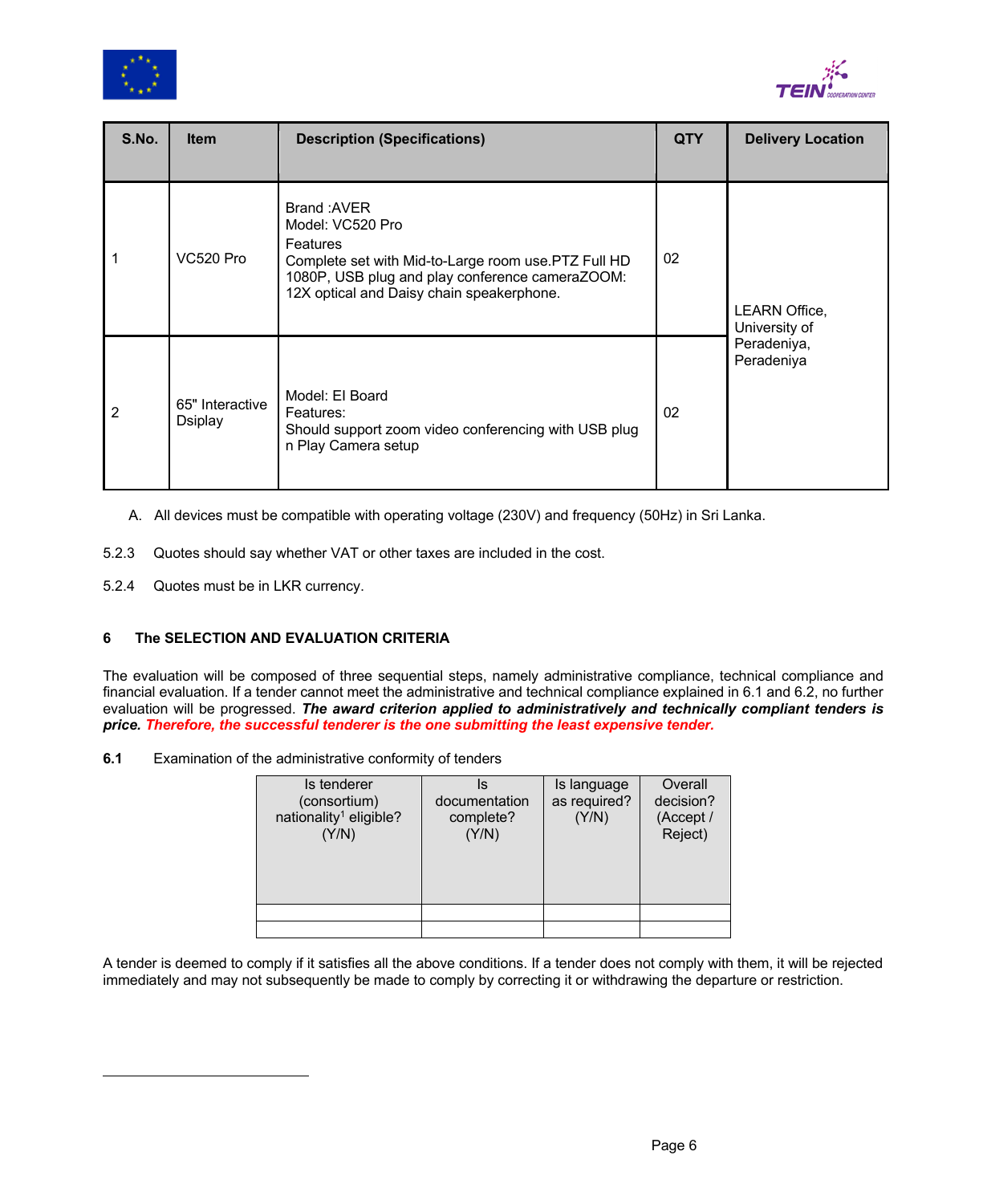| S.No. | Item | Description (Specifications) | QTY | Delivery Location |
|---|---|---|---|---|
| 1 | VC520 Pro | Brand :AVER<br>Model: VC520 Pro<br>Features<br>Complete set with Mid-to-Large room use.PTZ Full HD 1080P, USB plug and play conference cameraZOOM: 12X optical and Daisy chain speakerphone. | 02 | LEARN Office, University of Peradeniya, Peradeniya |
| 2 | 65" Interactive Dsiplay | Model: EI Board<br>Features:<br>Should support zoom video conferencing with USB plug n Play Camera setup | 02 | |

A. All devices must be compatible with operating voltage (230V) and frequency (50Hz) in Sri Lanka.

5.2.3 Quotes should say whether VAT or other taxes are included in the cost.

5.2.4 Quotes must be in LKR currency.

## 6 The SELECTION AND EVALUATION CRITERIA

The evaluation will be composed of three sequential steps, namely administrative compliance, technical compliance and financial evaluation. If a tender cannot meet the administrative and technical compliance explained in 6.1 and 6.2, no further evaluation will be progressed. ***The award criterion applied to administratively and technically compliant tenders is price. Therefore, the successful tenderer is the one submitting the least expensive tender.***

**6.1** Examination of the administrative conformity of tenders

| Is tenderer (consortium) nationality[1] eligible? (Y/N) | Is documentation complete? (Y/N) | Is language as required? (Y/N) | Overall decision? (Accept / Reject) |
|---|---|---|---|
| | | | |
| | | | |

A tender is deemed to comply if it satisfies all the above conditions. If a tender does not comply with them, it will be rejected immediately and may not subsequently be made to comply by correcting it or withdrawing the departure or restriction.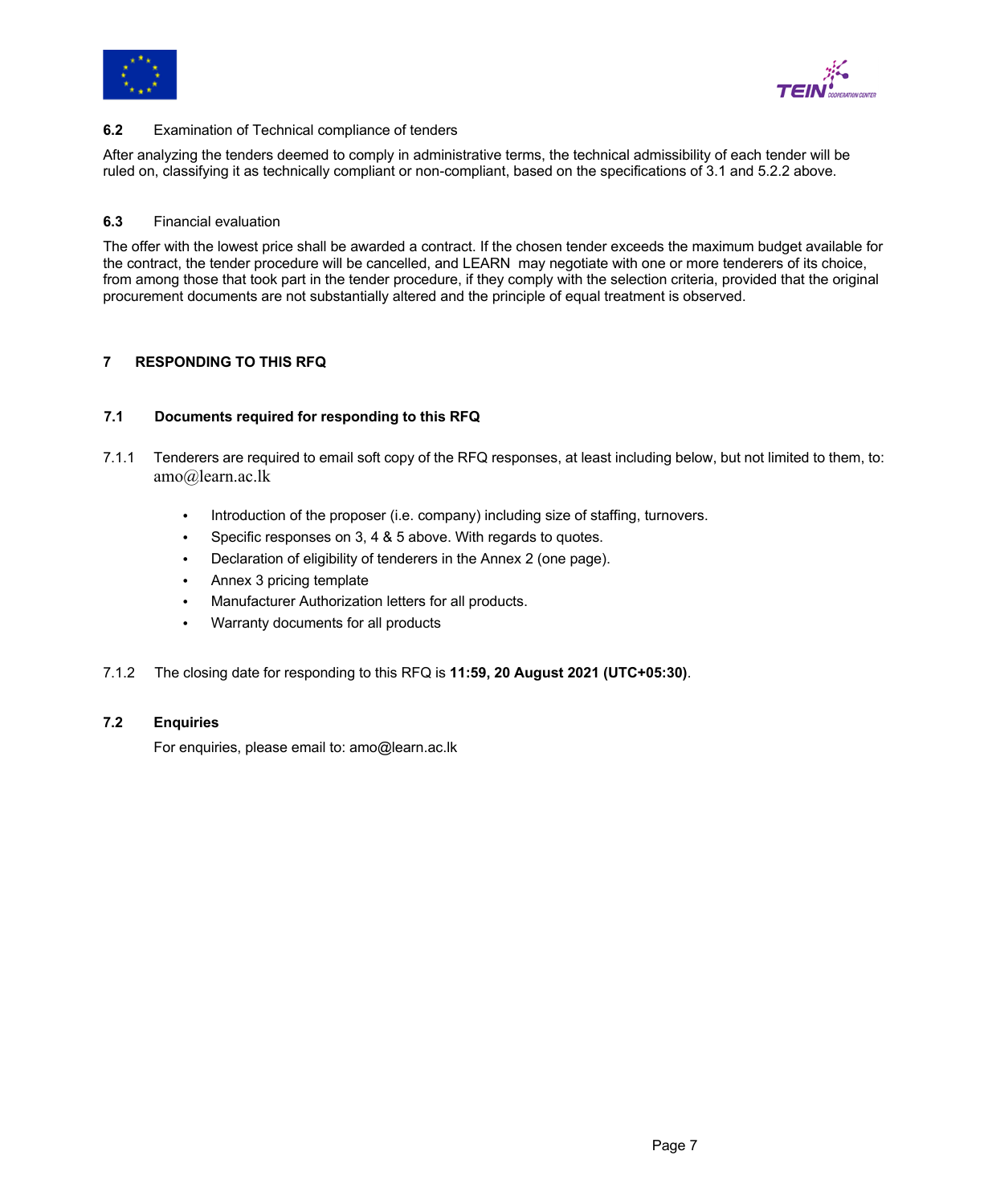### 6.2 Examination of Technical compliance of tenders

After analyzing the tenders deemed to comply in administrative terms, the technical admissibility of each tender will be ruled on, classifying it as technically compliant or non-compliant, based on the specifications of 3.1 and 5.2.2 above.

### 6.3 Financial evaluation

The offer with the lowest price shall be awarded a contract. If the chosen tender exceeds the maximum budget available for the contract, the tender procedure will be cancelled, and LEARN may negotiate with one or more tenderers of its choice, from among those that took part in the tender procedure, if they comply with the selection criteria, provided that the original procurement documents are not substantially altered and the principle of equal treatment is observed.

## 7 RESPONDING TO THIS RFQ

### 7.1 Documents required for responding to this RFQ

7.1.1 Tenderers are required to email soft copy of the RFQ responses, at least including below, but not limited to them, to: amo@learn.ac.lk

- Introduction of the proposer (i.e. company) including size of staffing, turnovers.
- Specific responses on 3, 4 & 5 above. With regards to quotes.
- Declaration of eligibility of tenderers in the Annex 2 (one page).
- Annex 3 pricing template
- Manufacturer Authorization letters for all products.
- Warranty documents for all products

7.1.2 The closing date for responding to this RFQ is **11:59, 20 August 2021 (UTC+05:30)**.

### 7.2 Enquiries

For enquiries, please email to: amo@learn.ac.lk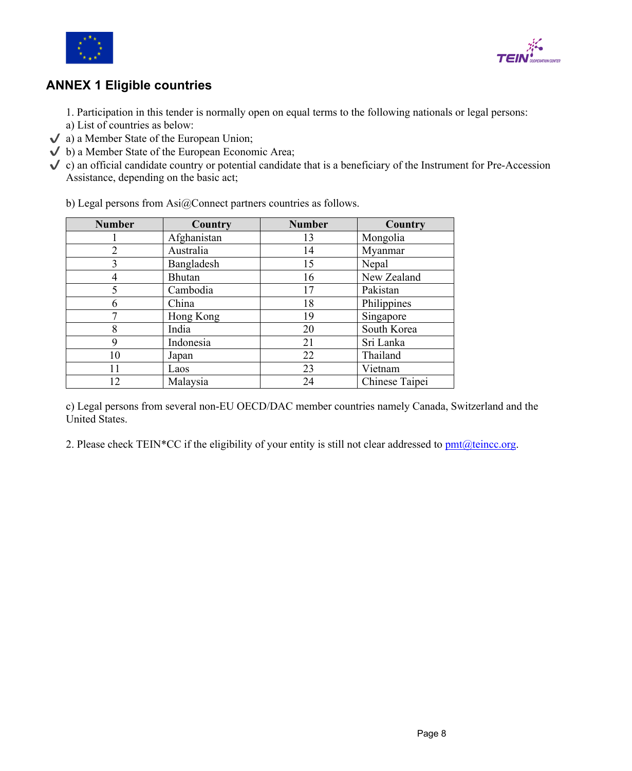# ANNEX 1 Eligible countries

1. Participation in this tender is normally open on equal terms to the following nationals or legal persons:

a) List of countries as below:

- ✔ a) a Member State of the European Union;
- ✔ b) a Member State of the European Economic Area;
- ✔ c) an official candidate country or potential candidate that is a beneficiary of the Instrument for Pre-Accession Assistance, depending on the basic act;

b) Legal persons from Asi@Connect partners countries as follows.

| Number | Country | Number | Country |
|---|---|---|---|
| 1 | Afghanistan | 13 | Mongolia |
| 2 | Australia | 14 | Myanmar |
| 3 | Bangladesh | 15 | Nepal |
| 4 | Bhutan | 16 | New Zealand |
| 5 | Cambodia | 17 | Pakistan |
| 6 | China | 18 | Philippines |
| 7 | Hong Kong | 19 | Singapore |
| 8 | India | 20 | South Korea |
| 9 | Indonesia | 21 | Sri Lanka |
| 10 | Japan | 22 | Thailand |
| 11 | Laos | 23 | Vietnam |
| 12 | Malaysia | 24 | Chinese Taipei |

c) Legal persons from several non-EU OECD/DAC member countries namely Canada, Switzerland and the United States.

2. Please check TEIN*CC if the eligibility of your entity is still not clear addressed to pmt@teincc.org.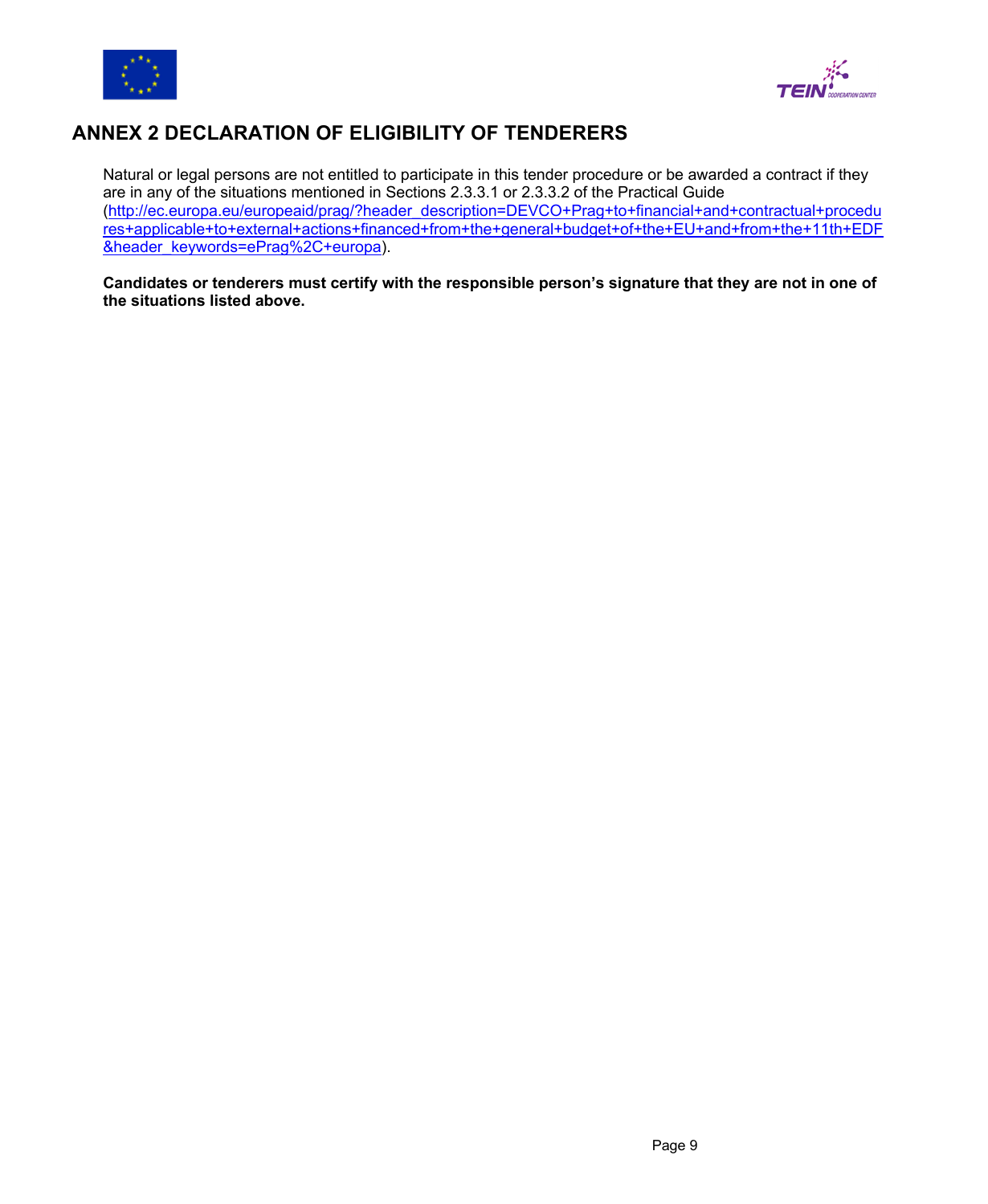## ANNEX 2 DECLARATION OF ELIGIBILITY OF TENDERERS

Natural or legal persons are not entitled to participate in this tender procedure or be awarded a contract if they are in any of the situations mentioned in Sections 2.3.3.1 or 2.3.3.2 of the Practical Guide (http://ec.europa.eu/europeaid/prag/?header_description=DEVCO+Prag+to+financial+and+contractual+procedures+applicable+to+external+actions+financed+from+the+general+budget+of+the+EU+and+from+the+11th+EDF&header_keywords=ePrag%2C+europa).

**Candidates or tenderers must certify with the responsible person's signature that they are not in one of the situations listed above.**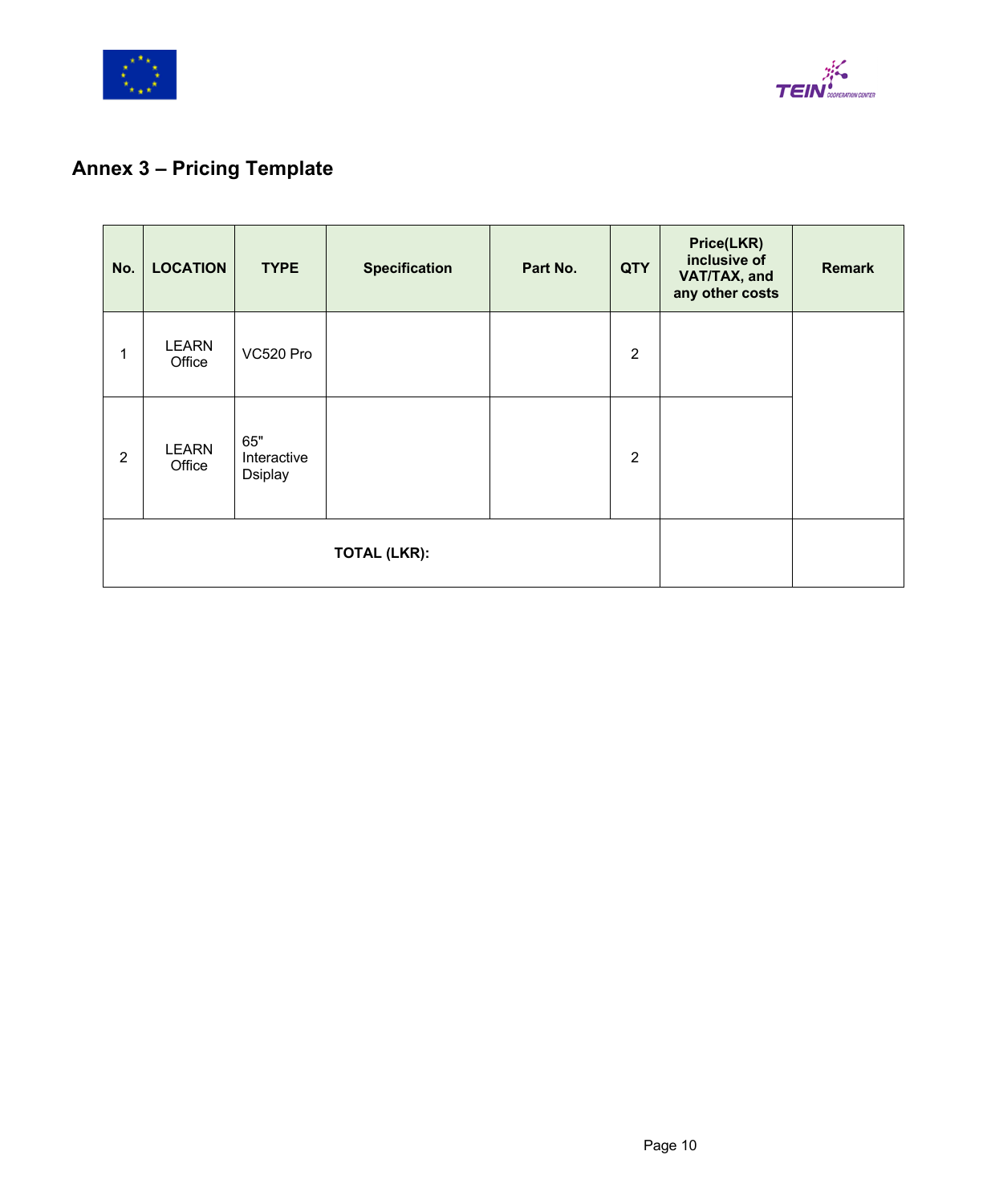## Annex 3 – Pricing Template

| No. | LOCATION | TYPE | Specification | Part No. | QTY | Price(LKR) inclusive of VAT/TAX, and any other costs | Remark |
|---|---|---|---|---|---|---|---|
| 1 | LEARN Office | VC520 Pro | | | 2 | | |
| 2 | LEARN Office | 65" Interactive Dsiplay | | | 2 | | |
| **TOTAL (LKR):** | | | | | | | |